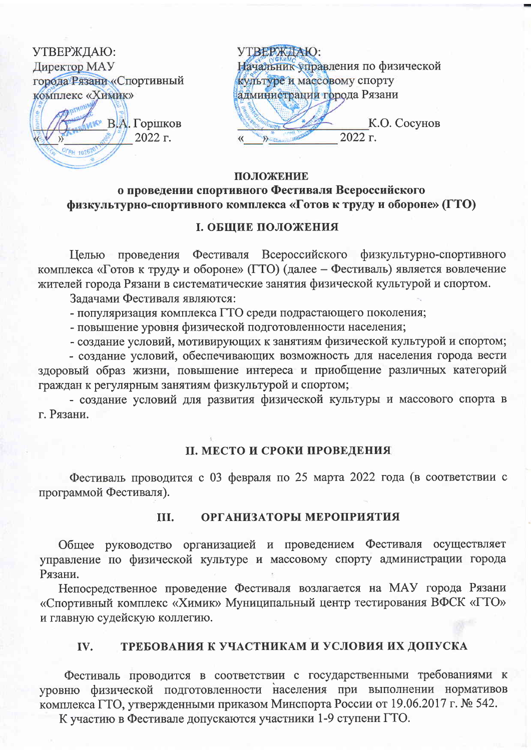УТВЕРЖДАЮ:
Директор МАУ
города Рязани «Спортивный комплекс «Химик»

__________ В.А. Горшков
«___» __________ 2022 г.

УТВЕРЖДАЮ:
Начальник управления по физической культуре и массовому спорту администрации города Рязани

__________ К.О. Сосунов
«___» __________ 2022 г.

# ПОЛОЖЕНИЕ
## о проведении спортивного Фестиваля Всероссийского физкультурно-спортивного комплекса «Готов к труду и обороне» (ГТО)

## I. ОБЩИЕ ПОЛОЖЕНИЯ

Целью проведения Фестиваля Всероссийского физкультурно-спортивного комплекса «Готов к труду и обороне» (ГТО) (далее – Фестиваль) является вовлечение жителей города Рязани в систематические занятия физической культурой и спортом.

Задачами Фестиваля являются:

- популяризация комплекса ГТО среди подрастающего поколения;
- повышение уровня физической подготовленности населения;
- создание условий, мотивирующих к занятиям физической культурой и спортом;
- создание условий, обеспечивающих возможность для населения города вести здоровый образ жизни, повышение интереса и приобщение различных категорий граждан к регулярным занятиям физкультурой и спортом;
- создание условий для развития физической культуры и массового спорта в г. Рязани.

## II. МЕСТО И СРОКИ ПРОВЕДЕНИЯ

Фестиваль проводится с 03 февраля по 25 марта 2022 года (в соответствии с программой Фестиваля).

## III. ОРГАНИЗАТОРЫ МЕРОПРИЯТИЯ

Общее руководство организацией и проведением Фестиваля осуществляет управление по физической культуре и массовому спорту администрации города Рязани.

Непосредственное проведение Фестиваля возлагается на МАУ города Рязани «Спортивный комплекс «Химик» Муниципальный центр тестирования ВФСК «ГТО» и главную судейскую коллегию.

## IV. ТРЕБОВАНИЯ К УЧАСТНИКАМ И УСЛОВИЯ ИХ ДОПУСКА

Фестиваль проводится в соответствии с государственными требованиями к уровню физической подготовленности населения при выполнении нормативов комплекса ГТО, утвержденными приказом Минспорта России от 19.06.2017 г. № 542.

К участию в Фестивале допускаются участники 1-9 ступени ГТО.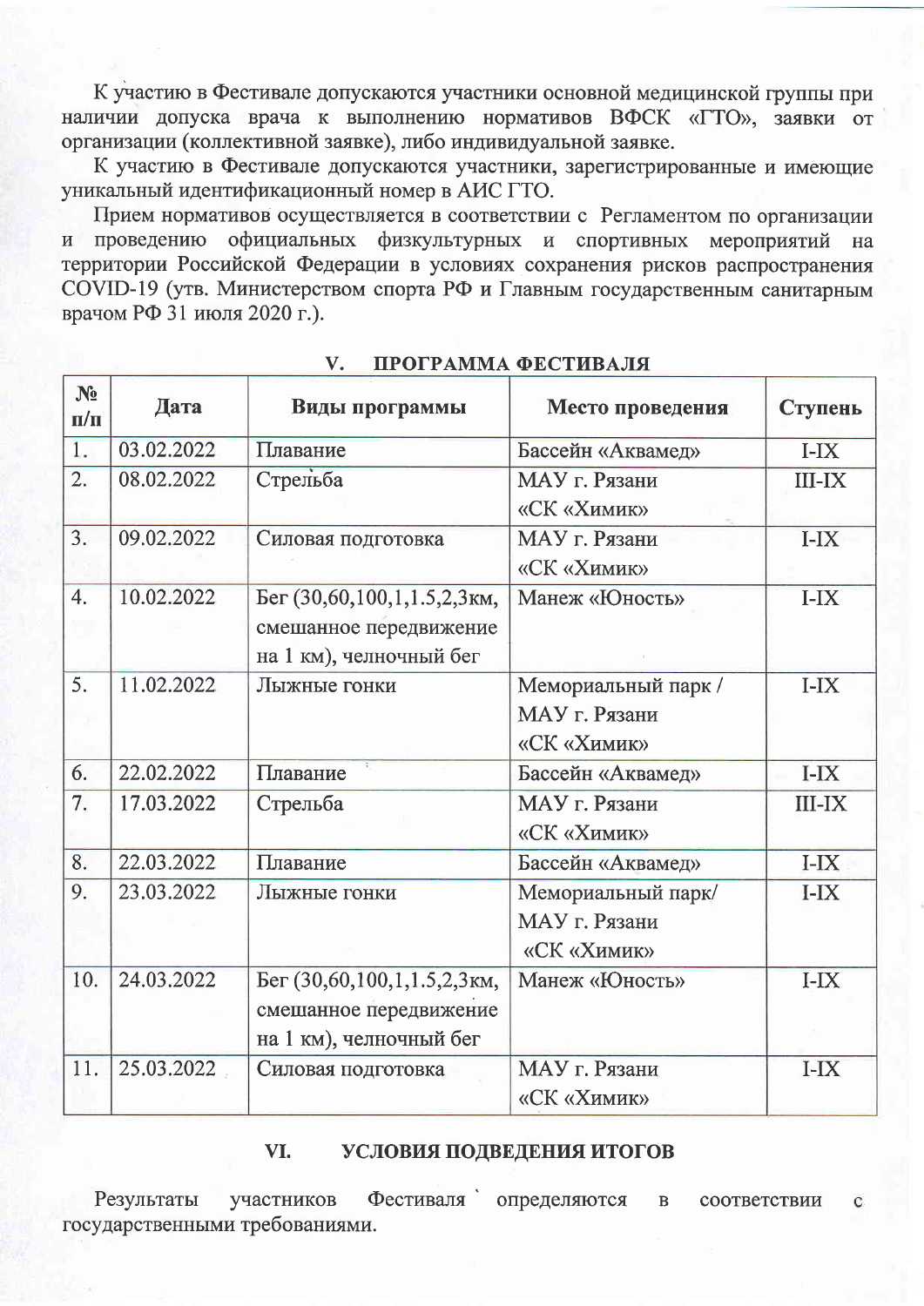К участию в Фестивале допускаются участники основной медицинской группы при наличии допуска врача к выполнению нормативов ВФСК «ГТО», заявки от организации (коллективной заявке), либо индивидуальной заявке.

К участию в Фестивале допускаются участники, зарегистрированные и имеющие уникальный идентификационный номер в АИС ГТО.

Прием нормативов осуществляется в соответствии с Регламентом по организации и проведению официальных физкультурных и спортивных мероприятий на территории Российской Федерации в условиях сохранения рисков распространения COVID-19 (утв. Министерством спорта РФ и Главным государственным санитарным врачом РФ 31 июля 2020 г.).

## V. ПРОГРАММА ФЕСТИВАЛЯ

| № п/п | Дата | Виды программы | Место проведения | Ступень |
|---|---|---|---|---|
| 1. | 03.02.2022 | Плавание | Бассейн «Аквамед» | I-IX |
| 2. | 08.02.2022 | Стрельба | МАУ г. Рязани «СК «Химик» | III-IX |
| 3. | 09.02.2022 | Силовая подготовка | МАУ г. Рязани «СК «Химик» | I-IX |
| 4. | 10.02.2022 | Бег (30,60,100,1,1.5,2,3км, смешанное передвижение на 1 км), челночный бег | Манеж «Юность» | I-IX |
| 5. | 11.02.2022 | Лыжные гонки | Мемориальный парк / МАУ г. Рязани «СК «Химик» | I-IX |
| 6. | 22.02.2022 | Плавание | Бассейн «Аквамед» | I-IX |
| 7. | 17.03.2022 | Стрельба | МАУ г. Рязани «СК «Химик» | III-IX |
| 8. | 22.03.2022 | Плавание | Бассейн «Аквамед» | I-IX |
| 9. | 23.03.2022 | Лыжные гонки | Мемориальный парк/ МАУ г. Рязани «СК «Химик» | I-IX |
| 10. | 24.03.2022 | Бег (30,60,100,1,1.5,2,3км, смешанное передвижение на 1 км), челночный бег | Манеж «Юность» | I-IX |
| 11. | 25.03.2022 | Силовая подготовка | МАУ г. Рязани «СК «Химик» | I-IX |

## VI. УСЛОВИЯ ПОДВЕДЕНИЯ ИТОГОВ

Результаты участников Фестиваля определяются в соответствии с государственными требованиями.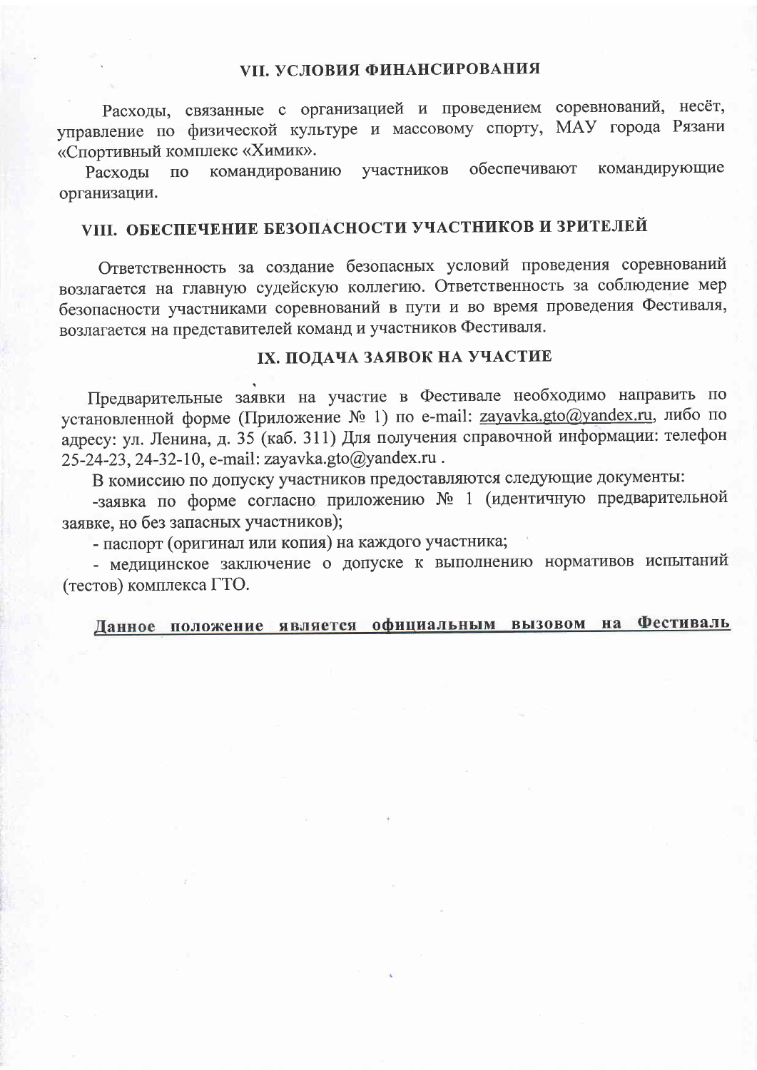## VII. УСЛОВИЯ ФИНАНСИРОВАНИЯ

Расходы, связанные с организацией и проведением соревнований, несёт, управление по физической культуре и массовому спорту, МАУ города Рязани «Спортивный комплекс «Химик».

Расходы по командированию участников обеспечивают командирующие организации.

## VIII. ОБЕСПЕЧЕНИЕ БЕЗОПАСНОСТИ УЧАСТНИКОВ И ЗРИТЕЛЕЙ

Ответственность за создание безопасных условий проведения соревнований возлагается на главную судейскую коллегию. Ответственность за соблюдение мер безопасности участниками соревнований в пути и во время проведения Фестиваля, возлагается на представителей команд и участников Фестиваля.

## IX. ПОДАЧА ЗАЯВОК НА УЧАСТИЕ

Предварительные заявки на участие в Фестивале необходимо направить по установленной форме (Приложение № 1) по e-mail: zayavka.gto@yandex.ru, либо по адресу: ул. Ленина, д. 35 (каб. 311) Для получения справочной информации: телефон 25-24-23, 24-32-10, e-mail: zayavka.gto@yandex.ru .

В комиссию по допуску участников предоставляются следующие документы:

-заявка по форме согласно приложению № 1 (идентичную предварительной заявке, но без запасных участников);

- паспорт (оригинал или копия) на каждого участника;

- медицинское заключение о допуске к выполнению нормативов испытаний (тестов) комплекса ГТО.

**Данное положение является официальным вызовом на Фестиваль**